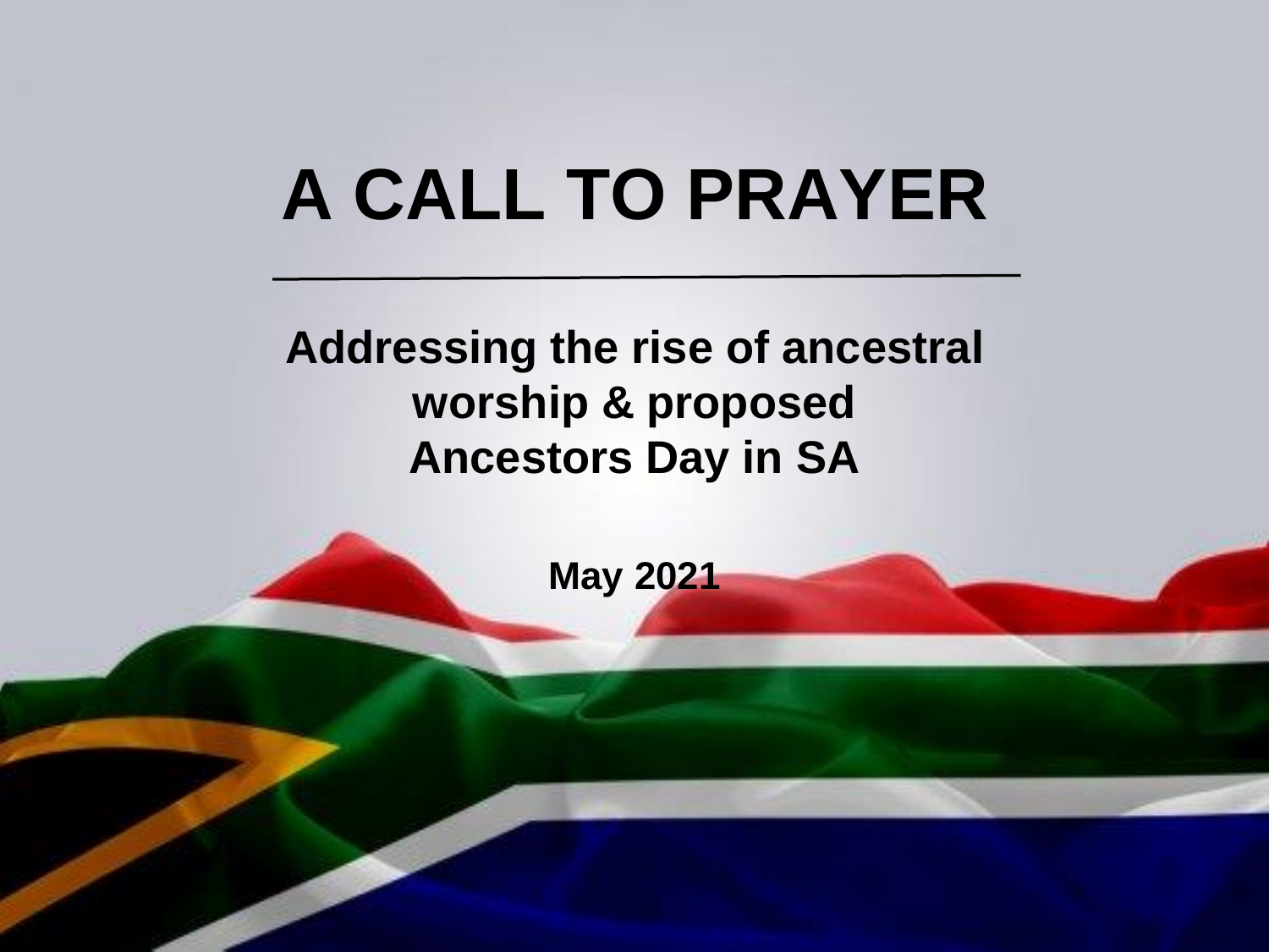# A CALL TO PRAYER

**Addressing the rise of ancestral worship & proposed Ancestors Day in SA**

**May 2021**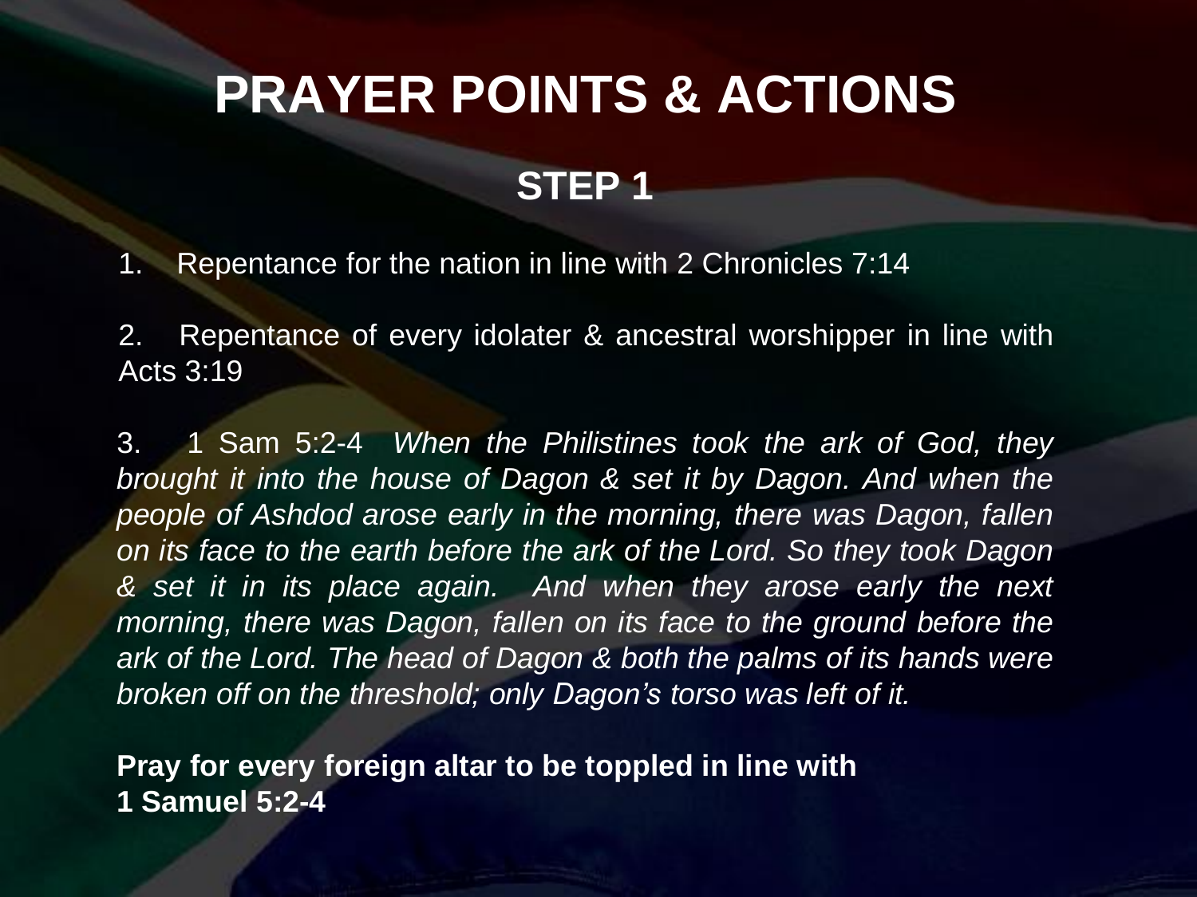# PRAYER POINTS & ACTIONS

## STEP 1

1. Repentance for the nation in line with 2 Chronicles 7:14

2. Repentance of every idolater & ancestral worshipper in line with Acts 3:19

3. 1 Sam 5:2-4 *When the Philistines took the ark of God, they brought it into the house of Dagon & set it by Dagon. And when the people of Ashdod arose early in the morning, there was Dagon, fallen on its face to the earth before the ark of the Lord. So they took Dagon & set it in its place again. And when they arose early the next morning, there was Dagon, fallen on its face to the ground before the ark of the Lord. The head of Dagon & both the palms of its hands were broken off on the threshold; only Dagon's torso was left of it.*

**Pray for every foreign altar to be toppled in line with 1 Samuel 5:2-4**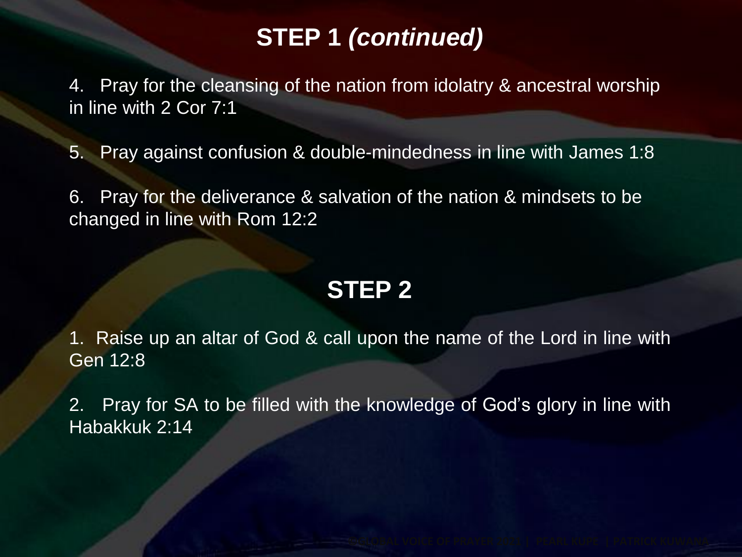## STEP 1 *(continued)*

4. Pray for the cleansing of the nation from idolatry & ancestral worship in line with 2 Cor 7:1

5. Pray against confusion & double-mindedness in line with James 1:8

6. Pray for the deliverance & salvation of the nation & mindsets to be changed in line with Rom 12:2

## STEP 2

1. Raise up an altar of God & call upon the name of the Lord in line with Gen 12:8

2. Pray for SA to be filled with the knowledge of God's glory in line with Habakkuk 2:14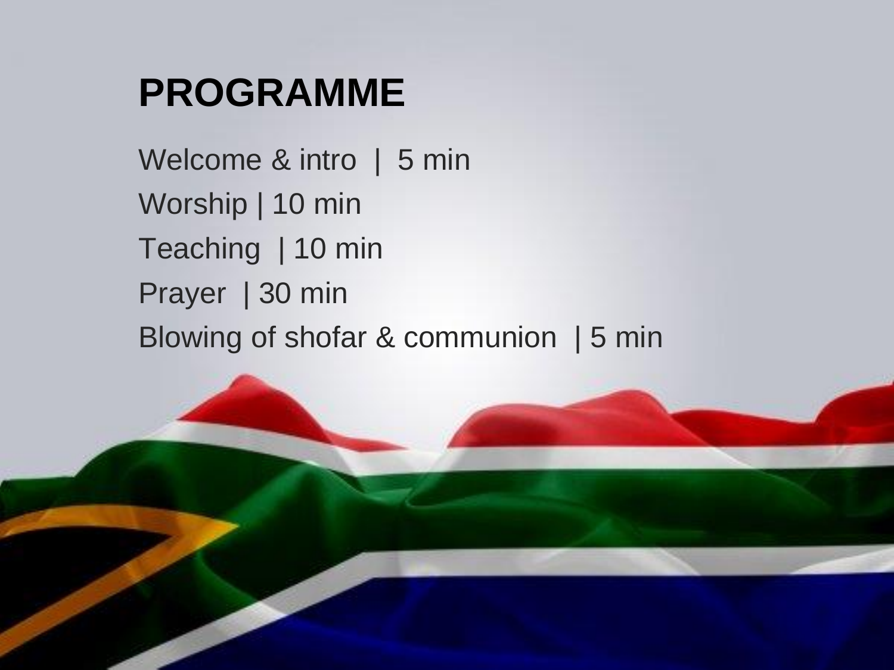# PROGRAMME

Welcome & intro | 5 min

Worship | 10 min

Teaching | 10 min

Prayer | 30 min

Blowing of shofar & communion | 5 min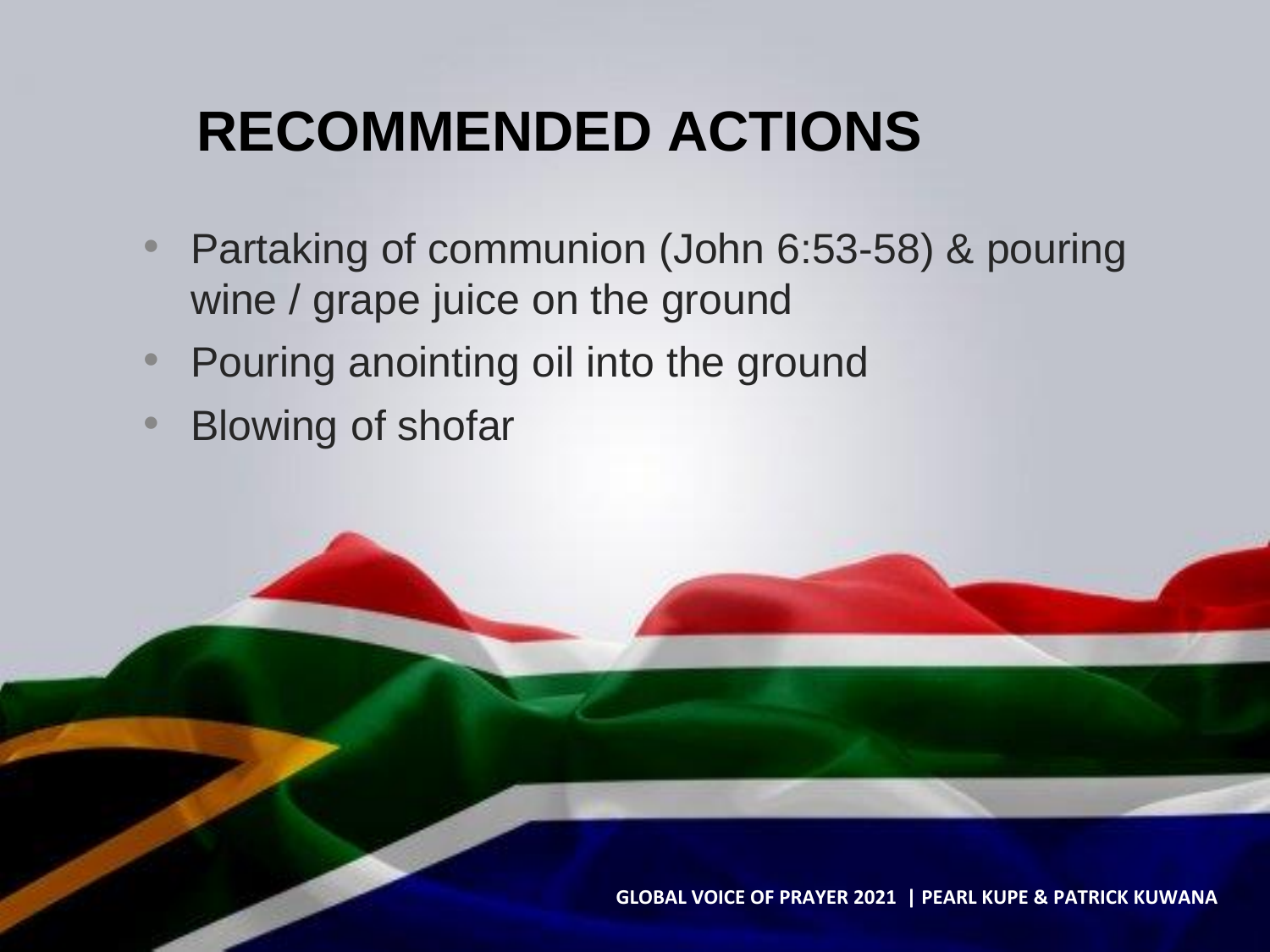# RECOMMENDED ACTIONS

- Partaking of communion (John 6:53-58) & pouring wine / grape juice on the ground
- Pouring anointing oil into the ground
- Blowing of shofar